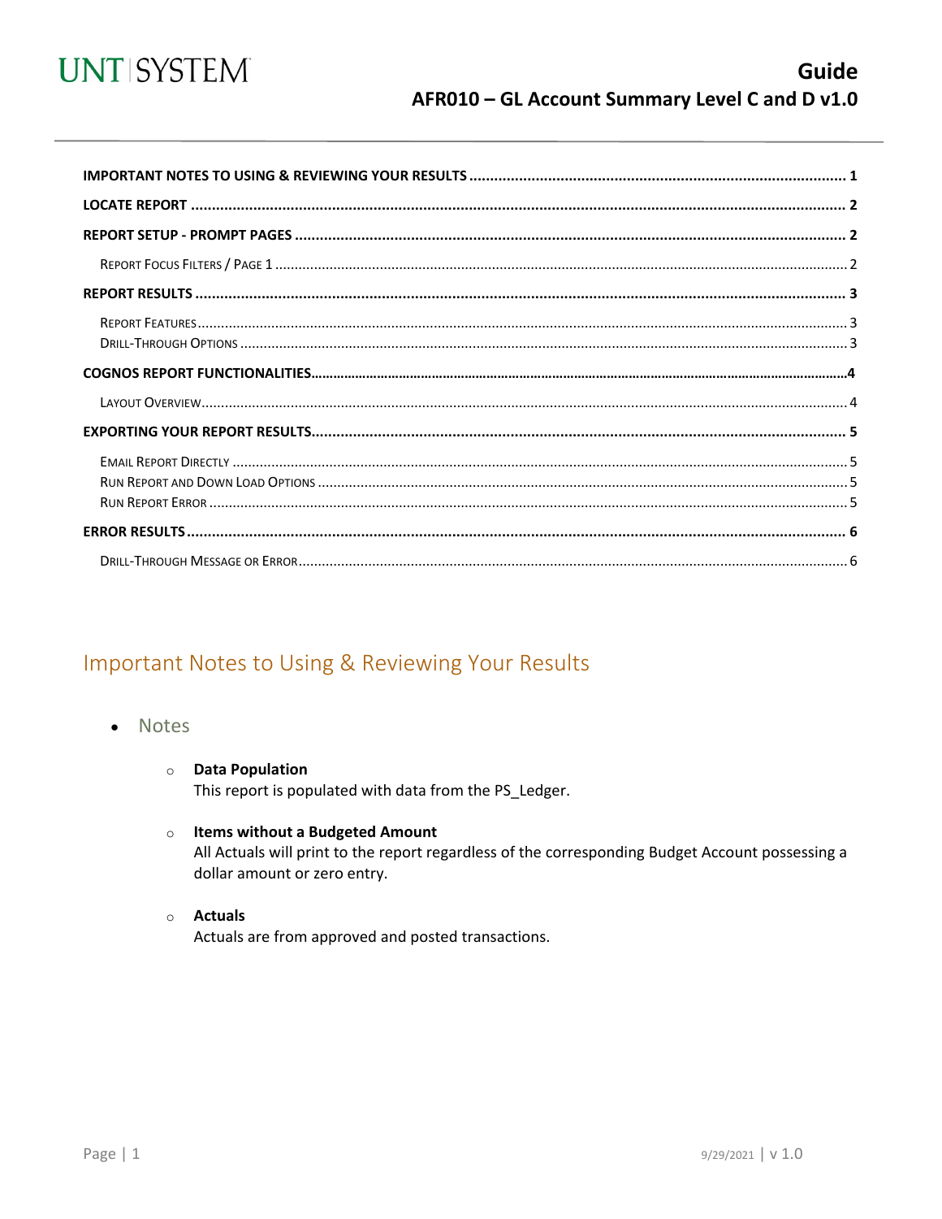# Guide
## AFR010 – GL Account Summary Level C and D v1.0

IMPORTANT NOTES TO USING & REVIEWING YOUR RESULTS ........................................ 1

LOCATE REPORT ........................................ 2

REPORT SETUP - PROMPT PAGES ........................................ 2

- Report Focus Filters / Page 1 ........................................ 2

REPORT RESULTS ........................................ 3

- Report Features ........................................ 3
- Drill-Through Options ........................................ 3

COGNOS REPORT FUNCTIONALITIES ........................................ 4

- Layout Overview ........................................ 4

EXPORTING YOUR REPORT RESULTS ........................................ 5

- Email Report Directly ........................................ 5
- Run Report and Down Load Options ........................................ 5
- Run Report Error ........................................ 5

ERROR RESULTS ........................................ 6

- Drill-Through Message or Error ........................................ 6

## Important Notes to Using & Reviewing Your Results

- Notes
  - **Data Population**
    This report is populated with data from the PS_Ledger.
  - **Items without a Budgeted Amount**
    All Actuals will print to the report regardless of the corresponding Budget Account possessing a dollar amount or zero entry.
  - **Actuals**
    Actuals are from approved and posted transactions.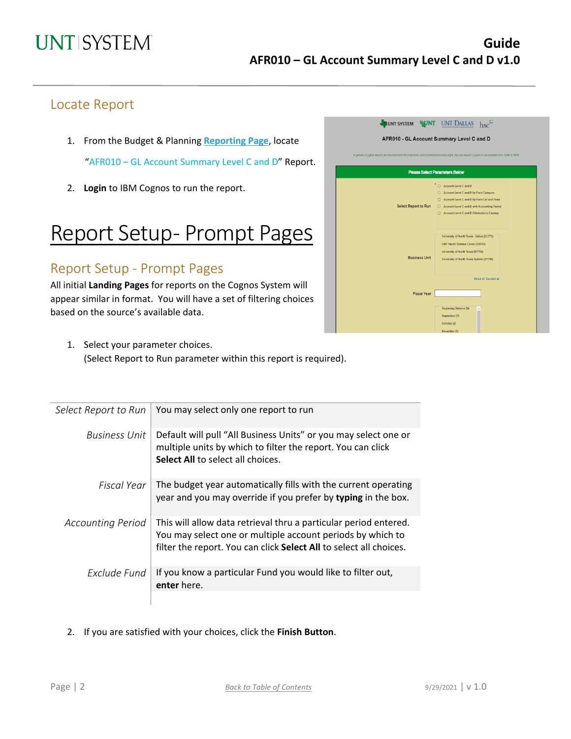## Locate Report

1. From the Budget & Planning **Reporting Page**, locate "AFR010 – GL Account Summary Level C and D" Report.
2. **Login** to IBM Cognos to run the report.

# Report Setup- Prompt Pages

## Report Setup - Prompt Pages

All initial **Landing Pages** for reports on the Cognos System will appear similar in format. You will have a set of filtering choices based on the source's available data.

1. Select your parameter choices.
   (Select Report to Run parameter within this report is required).

| | |
|---|---|
| *Select Report to Run* | You may select only one report to run |
| *Business Unit* | Default will pull "All Business Units" or you may select one or multiple units by which to filter the report. You can click **Select All** to select all choices. |
| *Fiscal Year* | The budget year automatically fills with the current operating year and you may override if you prefer by **typing** in the box. |
| *Accounting Period* | This will allow data retrieval thru a particular period entered. You may select one or multiple account periods by which to filter the report. You can click **Select All** to select all choices. |
| *Exclude Fund* | If you know a particular Fund you would like to filter out, **enter** here. |

2. If you are satisfied with your choices, click the **Finish Button**.

Back to Table of Contents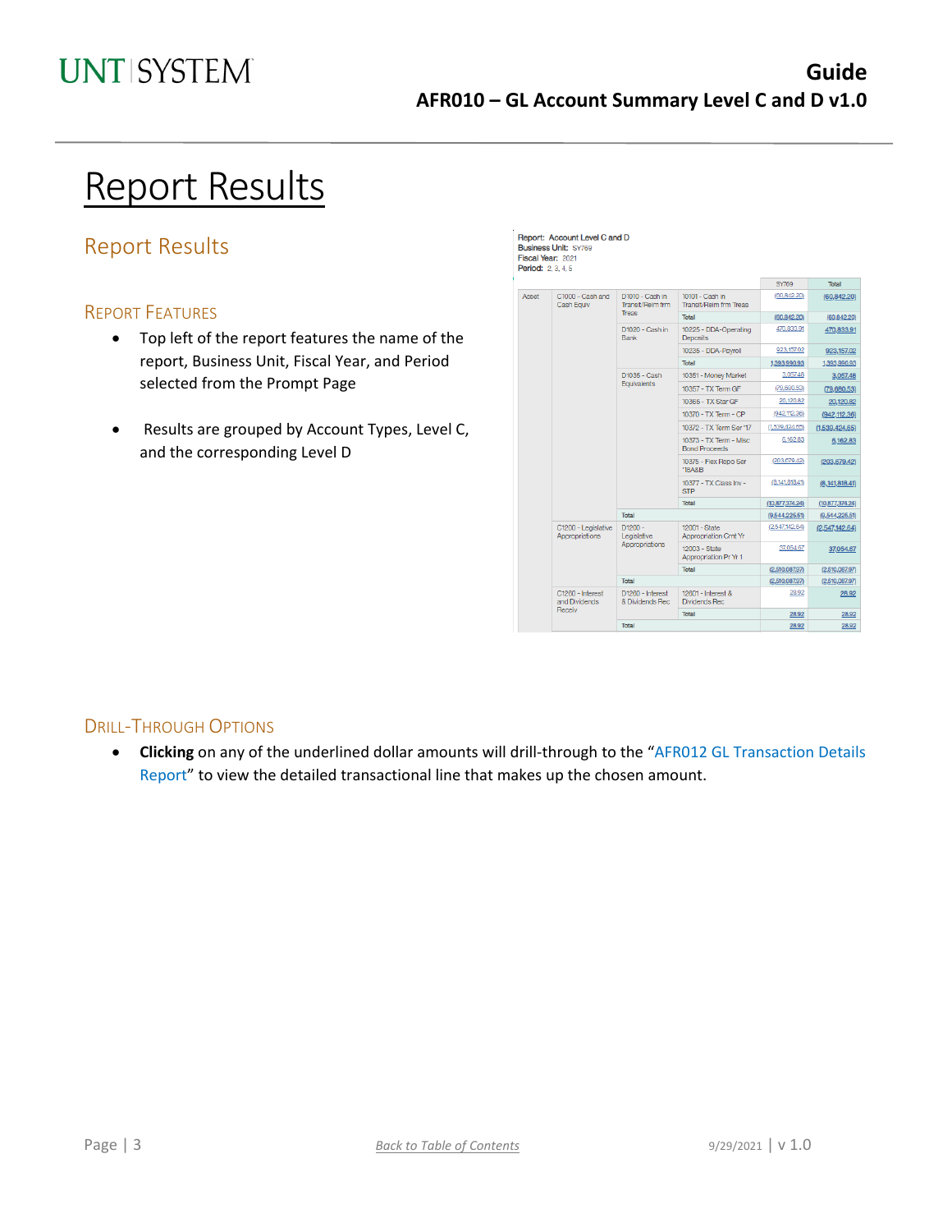# Report Results

## Report Results

### Report Features

- Top left of the report features the name of the report, Business Unit, Fiscal Year, and Period selected from the Prompt Page
- Results are grouped by Account Types, Level C, and the corresponding Level D

**Report:** Account Level C and D
**Business Unit:** SY769
**Fiscal Year:** 2021
**Period:** 2, 3, 4, 5

| | | | | SY769 | Total |
|---|---|---|---|---|---|
| Asset | C1000 - Cash and Cash Equiv | D1010 - Cash in Transit/Reim frm Treas | 10101 - Cash in Transit/Reim frm Treas | (60,842.20) | (60,842.20) |
| | | | Total | (60,842.20) | (60,842.20) |
| | | D1020 - Cash in Bank | 10225 - DDA-Operating Deposits | 470,833.91 | 470,833.91 |
| | | | 10235 - DDA-Payroll | 923,157.02 | 923,157.02 |
| | | | Total | 1,393,990.93 | 1,393,990.93 |
| | | D1035 - Cash Equivalents | 10351 - Money Market | 3,057.48 | 3,057.48 |
| | | | 10357 - TX Term GF | (79,680.53) | (79,680.53) |
| | | | 10365 - TX Star GF | 20,120.82 | 20,120.82 |
| | | | 10370 - TX Term - CP | (942,112.36) | (942,112.36) |
| | | | 10372 - TX Term Ser '17 | (1,539,424.65) | (1,539,424.65) |
| | | | 10373 - TX Term - Misc Bond Proceeds | 6,162.83 | 6,162.83 |
| | | | 10375 - Flex Repo Ser '18A&B | (203,679.42) | (203,679.42) |
| | | | 10377 - TX Class Inv - STP | (8,141,818.41) | (8,141,818.41) |
| | | | Total | (10,877,374.24) | (10,877,374.24) |
| | | Total | | (9,544,225.51) | (9,544,225.51) |
| | C1200 - Legislative Appropriations | D1200 - Legislative Appropriations | 12001 - State Appropriation Crnt Yr | (2,547,142.64) | (2,547,142.64) |
| | | | 12003 - State Appropriation Pr Yr 1 | 37,054.67 | 37,054.67 |
| | | | Total | (2,510,087.97) | (2,510,087.97) |
| | | Total | | (2,510,087.97) | (2,510,087.97) |
| | C1260 - Interest and Dividends Receiv | D1260 - Interest & Dividends Rec | 12601 - Interest & Dividends Rec | 28.92 | 28.92 |
| | | | Total | 28.92 | 28.92 |
| | | Total | | 28.92 | 28.92 |

### Drill-Through Options

- **Clicking** on any of the underlined dollar amounts will drill-through to the "AFR012 GL Transaction Details Report" to view the detailed transactional line that makes up the chosen amount.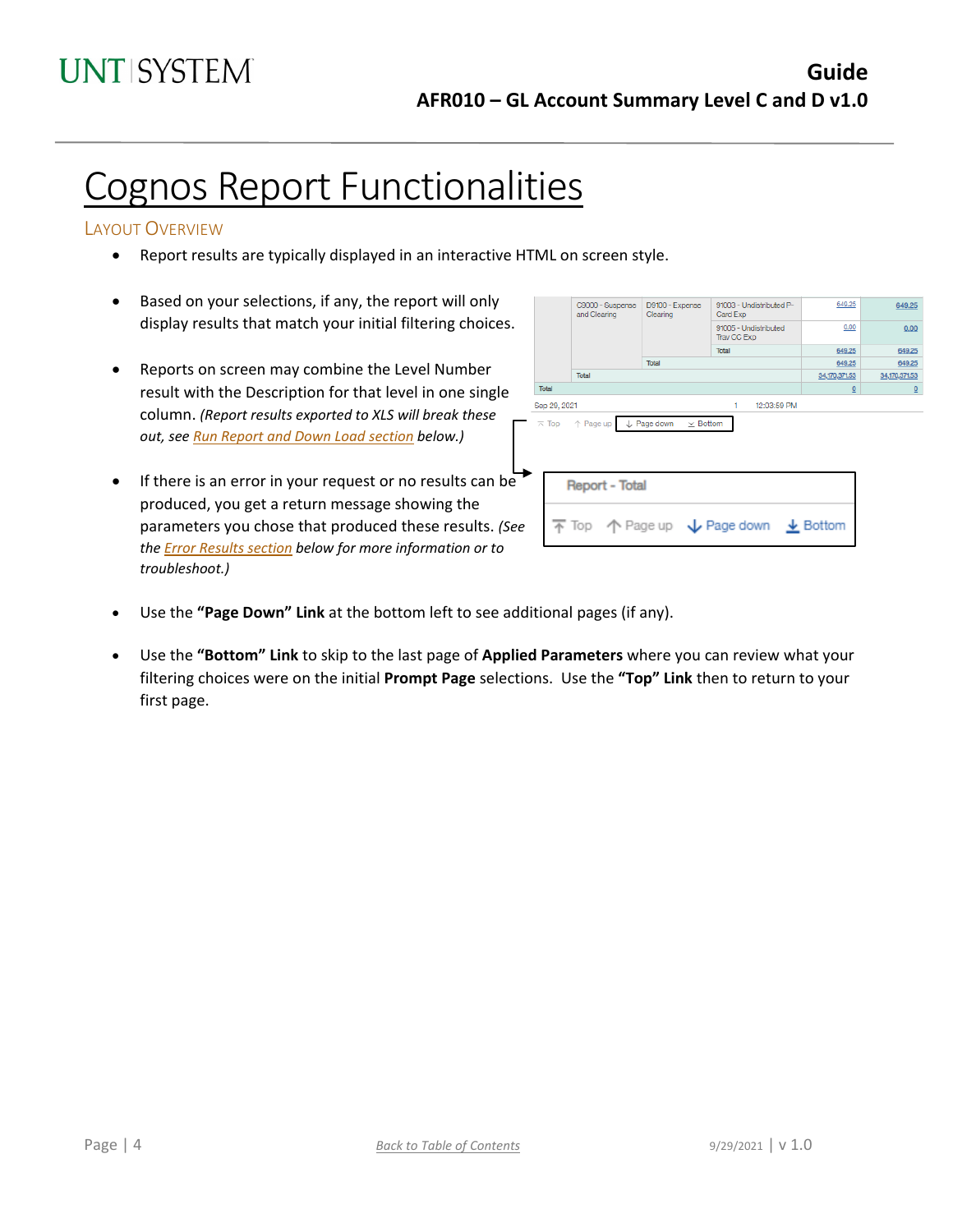# Cognos Report Functionalities

## Layout Overview

- Report results are typically displayed in an interactive HTML on screen style.
- Based on your selections, if any, the report will only display results that match your initial filtering choices.
- Reports on screen may combine the Level Number result with the Description for that level in one single column. *(Report results exported to XLS will break these out, see Run Report and Down Load section below.)*
- If there is an error in your request or no results can be produced, you get a return message showing the parameters you chose that produced these results. *(See the Error Results section below for more information or to troubleshoot.)*
- Use the **"Page Down" Link** at the bottom left to see additional pages (if any).
- Use the **"Bottom" Link** to skip to the last page of **Applied Parameters** where you can review what your filtering choices were on the initial **Prompt Page** selections. Use the **"Top" Link** then to return to your first page.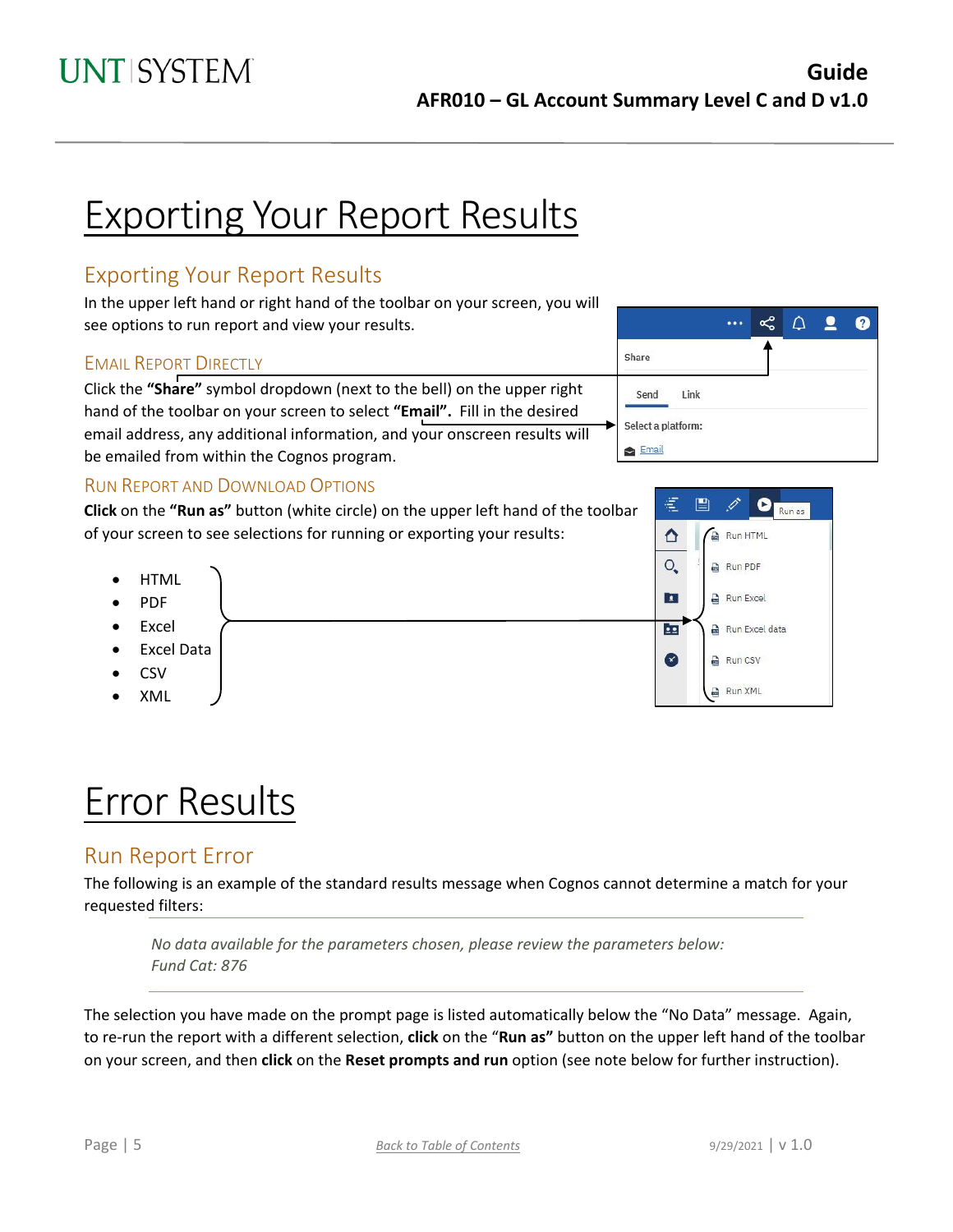# Exporting Your Report Results

## Exporting Your Report Results

In the upper left hand or right hand of the toolbar on your screen, you will see options to run report and view your results.

### Email Report Directly

Click the **"Share"** symbol dropdown (next to the bell) on the upper right hand of the toolbar on your screen to select **"Email"**. Fill in the desired email address, any additional information, and your onscreen results will be emailed from within the Cognos program.

### Run Report and Download Options

**Click** on the **"Run as"** button (white circle) on the upper left hand of the toolbar of your screen to see selections for running or exporting your results:

- HTML
- PDF
- Excel
- Excel Data
- CSV
- XML

# Error Results

## Run Report Error

The following is an example of the standard results message when Cognos cannot determine a match for your requested filters:

---

*No data available for the parameters chosen, please review the parameters below:*
*Fund Cat: 876*

---

The selection you have made on the prompt page is listed automatically below the "No Data" message. Again, to re-run the report with a different selection, **click** on the "**Run as"** button on the upper left hand of the toolbar on your screen, and then **click** on the **Reset prompts and run** option (see note below for further instruction).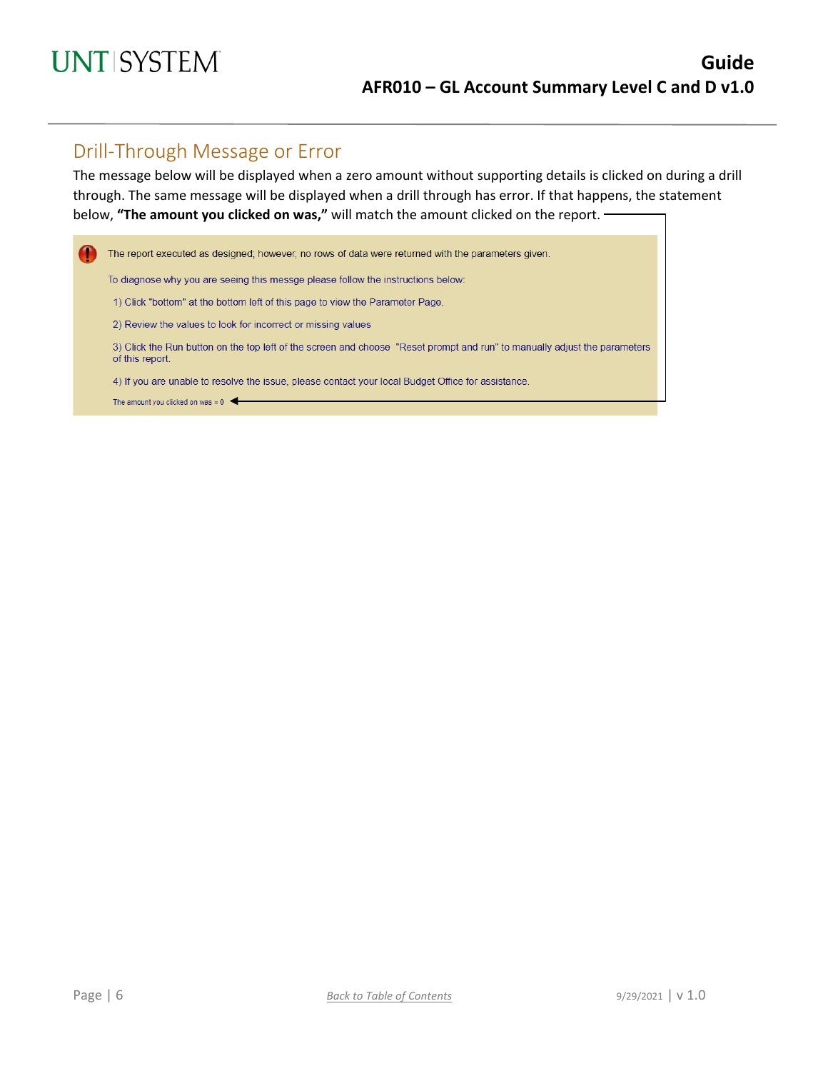## Drill-Through Message or Error

The message below will be displayed when a zero amount without supporting details is clicked on during a drill through. The same message will be displayed when a drill through has error. If that happens, the statement below, **"The amount you clicked on was,"** will match the amount clicked on the report.

The report executed as designed; however, no rows of data were returned with the parameters given.

To diagnose why you are seeing this messge please follow the instructions below:

1) Click "bottom" at the bottom left of this page to view the Parameter Page.

2) Review the values to look for incorrect or missing values

3) Click the Run button on the top left of the screen and choose "Reset prompt and run" to manually adjust the parameters of this report.

4) If you are unable to resolve the issue, please contact your local Budget Office for assistance.

The amount you clicked on was = 0